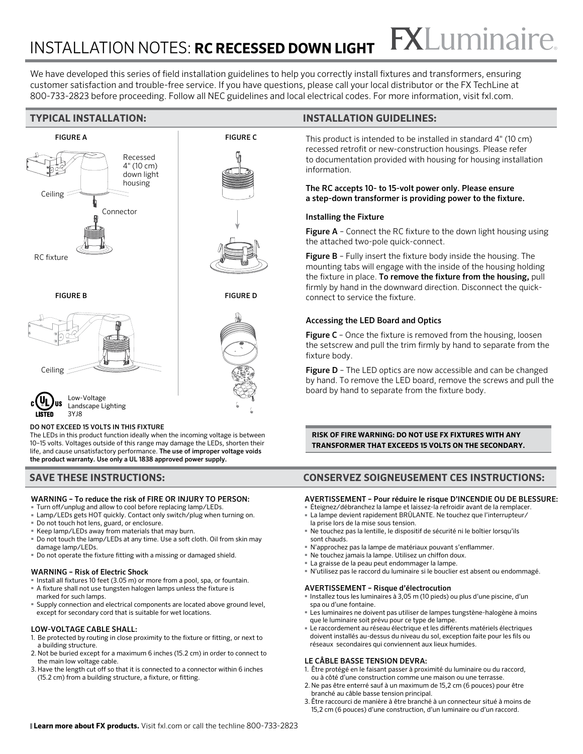# INSTALLATION NOTES: **RC RECESSED DOWN LIGHT**

FXLuminaire

We have developed this series of field installation guidelines to help you correctly install fixtures and transformers, ensuring customer satisfaction and trouble-free service. If you have questions, please call your local distributor or the FX TechLine at 800-733-2823 before proceeding. Follow all NEC guidelines and local electrical codes. For more information, visit fxl.com.

## TYPICAL INSTALLATION:

FIGURE A

Recessed 4" (10 cm) down light housing

Ceiling

Connector

RC fixture

FIGURE B

Ceiling

FIGURE C

FIGURE D

Low-Voltage Landscape Lighting 3YJ8

**DO NOT EXCEED 15 VOLTS IN THIS FIXTURE**

The LEDs in this product function ideally when the incoming voltage is between 10–15 volts. Voltages outside of this range may damage the LEDs, shorten their life, and cause unsatisfactory performance. **The use of improper voltage voids the product warranty. Use only a UL 1838 approved power supply.**

## INSTALLATION GUIDELINES:

This product is intended to be installed in standard 4" (10 cm) recessed retrofit or new-construction housings. Please refer to documentation provided with housing for housing installation information.

**The RC accepts 10- to 15-volt power only. Please ensure a step-down transformer is providing power to the fixture.**

### Installing the Fixture

**Figure A** – Connect the RC fixture to the down light housing using the attached two-pole quick-connect.

**Figure B** – Fully insert the fixture body inside the housing. The mounting tabs will engage with the inside of the housing holding the fixture in place. **To remove the fixture from the housing,** pull firmly by hand in the downward direction. Disconnect the quick-connect to service the fixture.

### Accessing the LED Board and Optics

**Figure C** – Once the fixture is removed from the housing, loosen the setscrew and pull the trim firmly by hand to separate from the fixture body.

**Figure D** – The LED optics are now accessible and can be changed by hand. To remove the LED board, remove the screws and pull the board by hand to separate from the fixture body.

**RISK OF FIRE WARNING: DO NOT USE FX FIXTURES WITH ANY TRANSFORMER THAT EXCEEDS 15 VOLTS ON THE SECONDARY.**

## SAVE THESE INSTRUCTIONS:

### WARNING – To reduce the risk of FIRE OR INJURY TO PERSON:

- Turn off/unplug and allow to cool before replacing lamp/LEDs.
- Lamp/LEDs gets HOT quickly. Contact only switch/plug when turning on.
- Do not touch hot lens, guard, or enclosure.
- Keep lamp/LEDs away from materials that may burn.
- Do not touch the lamp/LEDs at any time. Use a soft cloth. Oil from skin may damage lamp/LEDs.
- Do not operate the fixture fitting with a missing or damaged shield.

### WARNING – Risk of Electric Shock

- Install all fixtures 10 feet (3.05 m) or more from a pool, spa, or fountain.
- A fixture shall not use tungsten halogen lamps unless the fixture is marked for such lamps.
- Supply connection and electrical components are located above ground level, except for secondary cord that is suitable for wet locations.

### LOW-VOLTAGE CABLE SHALL:

1. Be protected by routing in close proximity to the fixture or fitting, or next to a building structure.
2. Not be buried except for a maximum 6 inches (15.2 cm) in order to connect to the main low voltage cable.
3. Have the length cut off so that it is connected to a connector within 6 inches (15.2 cm) from a building structure, a fixture, or fitting.

## CONSERVEZ SOIGNEUSEMENT CES INSTRUCTIONS:

### AVERTISSEMENT – Pour réduire le risque D'INCENDIE OU DE BLESSURE:

- Éteignez/débranchez la lampe et laissez-la refroidir avant de la remplacer.
- La lampe devient rapidement BRÛLANTE. Ne touchez que l'interrupteur/ la prise lors de la mise sous tension.
- Ne touchez pas la lentille, le dispositif de sécurité ni le boîtier lorsqu'ils sont chauds.
- N'approchez pas la lampe de matériaux pouvant s'enflammer.
- Ne touchez jamais la lampe. Utilisez un chiffon doux.
- La graisse de la peau peut endommager la lampe.
- N'utilisez pas le raccord du luminaire si le bouclier est absent ou endommagé.

### AVERTISSEMENT – Risque d'électrocution

- Installez tous les luminaires à 3,05 m (10 pieds) ou plus d'une piscine, d'un spa ou d'une fontaine.
- Les luminaires ne doivent pas utiliser de lampes tungstène-halogène à moins que le luminaire soit prévu pour ce type de lampe.
- Le raccordement au réseau électrique et les différents matériels électriques doivent installés au-dessus du niveau du sol, exception faite pour les fils ou réseaux secondaires qui conviennent aux lieux humides.

### LE CÂBLE BASSE TENSION DEVRA:

1. Être protégé en le faisant passer à proximité du luminaire ou du raccord, ou à côté d'une construction comme une maison ou une terrasse.
2. Ne pas être enterré sauf à un maximum de 15,2 cm (6 pouces) pour être branché au câble basse tension principal.
3. Être raccourci de manière à être branché à un connecteur situé à moins de 15,2 cm (6 pouces) d'une construction, d'un luminaire ou d'un raccord.

**Learn more about FX products.** Visit fxl.com or call the techline 800-733-2823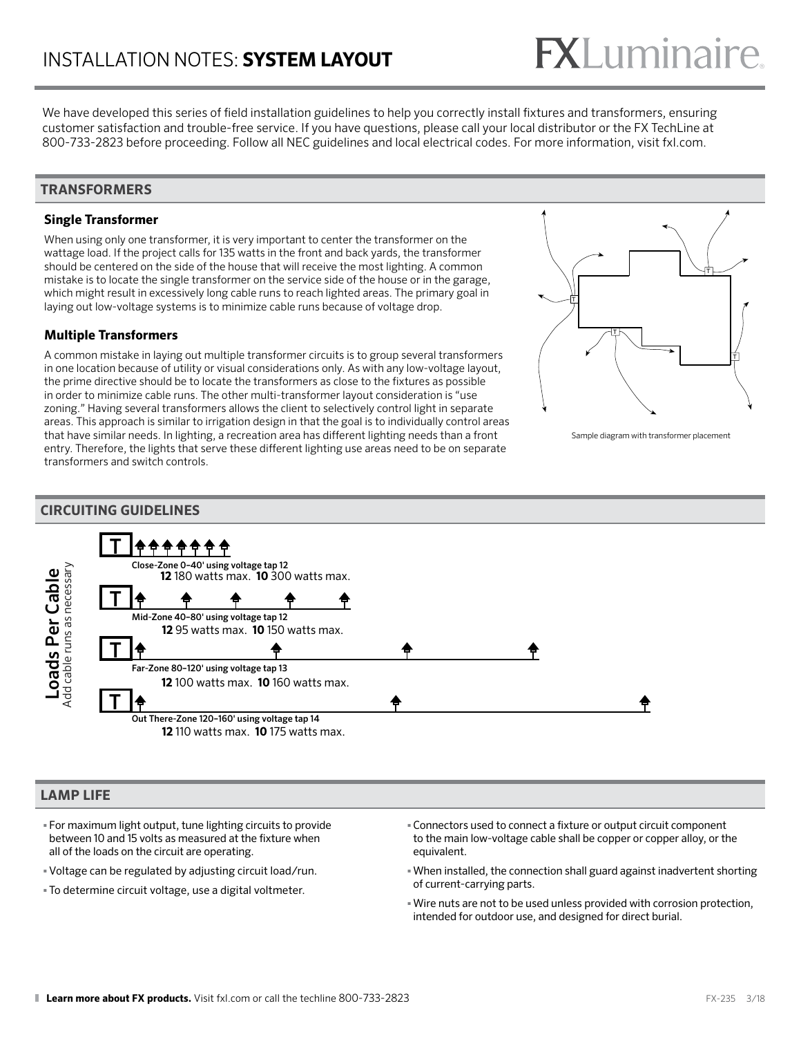# INSTALLATION NOTES: **SYSTEM LAYOUT**

FXLuminaire

We have developed this series of field installation guidelines to help you correctly install fixtures and transformers, ensuring customer satisfaction and trouble-free service. If you have questions, please call your local distributor or the FX TechLine at 800-733-2823 before proceeding. Follow all NEC guidelines and local electrical codes. For more information, visit fxl.com.

## TRANSFORMERS

### Single Transformer

When using only one transformer, it is very important to center the transformer on the wattage load. If the project calls for 135 watts in the front and back yards, the transformer should be centered on the side of the house that will receive the most lighting. A common mistake is to locate the single transformer on the service side of the house or in the garage, which might result in excessively long cable runs to reach lighted areas. The primary goal in laying out low-voltage systems is to minimize cable runs because of voltage drop.

### Multiple Transformers

A common mistake in laying out multiple transformer circuits is to group several transformers in one location because of utility or visual considerations only. As with any low-voltage layout, the prime directive should be to locate the transformers as close to the fixtures as possible in order to minimize cable runs. The other multi-transformer layout consideration is "use zoning." Having several transformers allows the client to selectively control light in separate areas. This approach is similar to irrigation design in that the goal is to individually control areas that have similar needs. In lighting, a recreation area has different lighting needs than a front entry. Therefore, the lights that serve these different lighting use areas need to be on separate transformers and switch controls.

T

T

T

T

Sample diagram with transformer placement

## CIRCUITING GUIDELINES

**Loads Per Cable**
Add cable runs as necessary

T

**Close-Zone 0–40' using voltage tap 12**
**12** 180 watts max. **10** 300 watts max.

T

**Mid-Zone 40–80' using voltage tap 12**
**12** 95 watts max. **10** 150 watts max.

T

**Far-Zone 80–120' using voltage tap 13**
**12** 100 watts max. **10** 160 watts max.

T

**Out There-Zone 120–160' using voltage tap 14**
**12** 110 watts max. **10** 175 watts max.

## LAMP LIFE

- For maximum light output, tune lighting circuits to provide between 10 and 15 volts as measured at the fixture when all of the loads on the circuit are operating.
- Voltage can be regulated by adjusting circuit load/run.
- To determine circuit voltage, use a digital voltmeter.
- Connectors used to connect a fixture or output circuit component to the main low-voltage cable shall be copper or copper alloy, or the equivalent.
- When installed, the connection shall guard against inadvertent shorting of current-carrying parts.
- Wire nuts are not to be used unless provided with corrosion protection, intended for outdoor use, and designed for direct burial.

**Learn more about FX products.** Visit fxl.com or call the techline 800-733-2823

FX-235 3/18